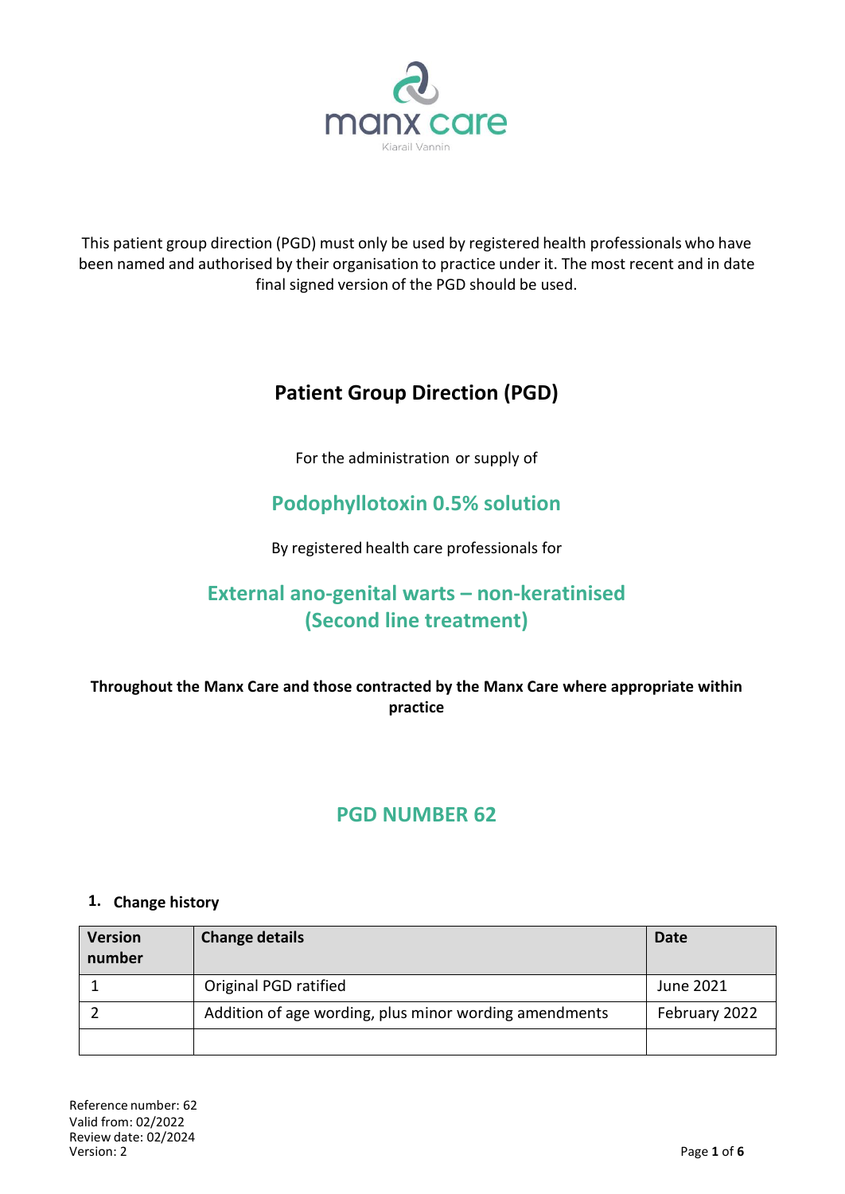This patient group direction (PGD) must only be used by registered health professionals who have been named and authorised by their organisation to practice under it. The most recent and in date final signed version of the PGD should be used.

# Patient Group Direction (PGD)

For the administration or supply of

## Podophyllotoxin 0.5% solution

By registered health care professionals for

## External ano-genital warts – non-keratinised (Second line treatment)

**Throughout the Manx Care and those contracted by the Manx Care where appropriate within practice**

## PGD NUMBER 62

### 1. Change history

| Version number | Change details | Date |
|---|---|---|
| 1 | Original PGD ratified | June 2021 |
| 2 | Addition of age wording, plus minor wording amendments | February 2022 |
| | | |

Reference number: 62
Valid from: 02/2022
Review date: 02/2024
Version: 2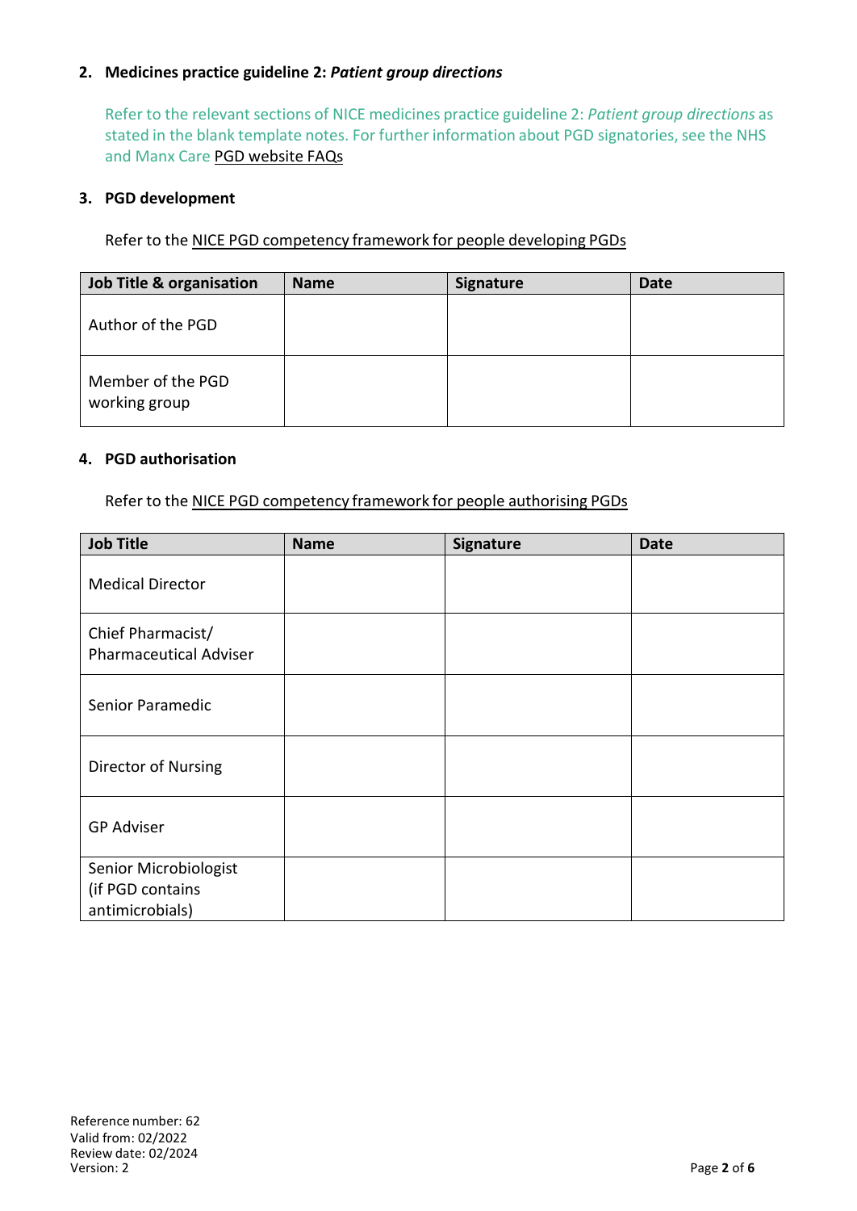## 2. Medicines practice guideline 2: *Patient group directions*

Refer to the relevant sections of NICE medicines practice guideline 2: *Patient group directions* as stated in the blank template notes. For further information about PGD signatories, see the NHS and Manx Care PGD website FAQs

## 3. PGD development

Refer to the NICE PGD competency framework for people developing PGDs

| Job Title & organisation | Name | Signature | Date |
|---|---|---|---|
| Author of the PGD | | | |
| Member of the PGD working group | | | |

## 4. PGD authorisation

Refer to the NICE PGD competency framework for people authorising PGDs

| Job Title | Name | Signature | Date |
|---|---|---|---|
| Medical Director | | | |
| Chief Pharmacist/ Pharmaceutical Adviser | | | |
| Senior Paramedic | | | |
| Director of Nursing | | | |
| GP Adviser | | | |
| Senior Microbiologist (if PGD contains antimicrobials) | | | |

Reference number: 62
Valid from: 02/2022
Review date: 02/2024
Version: 2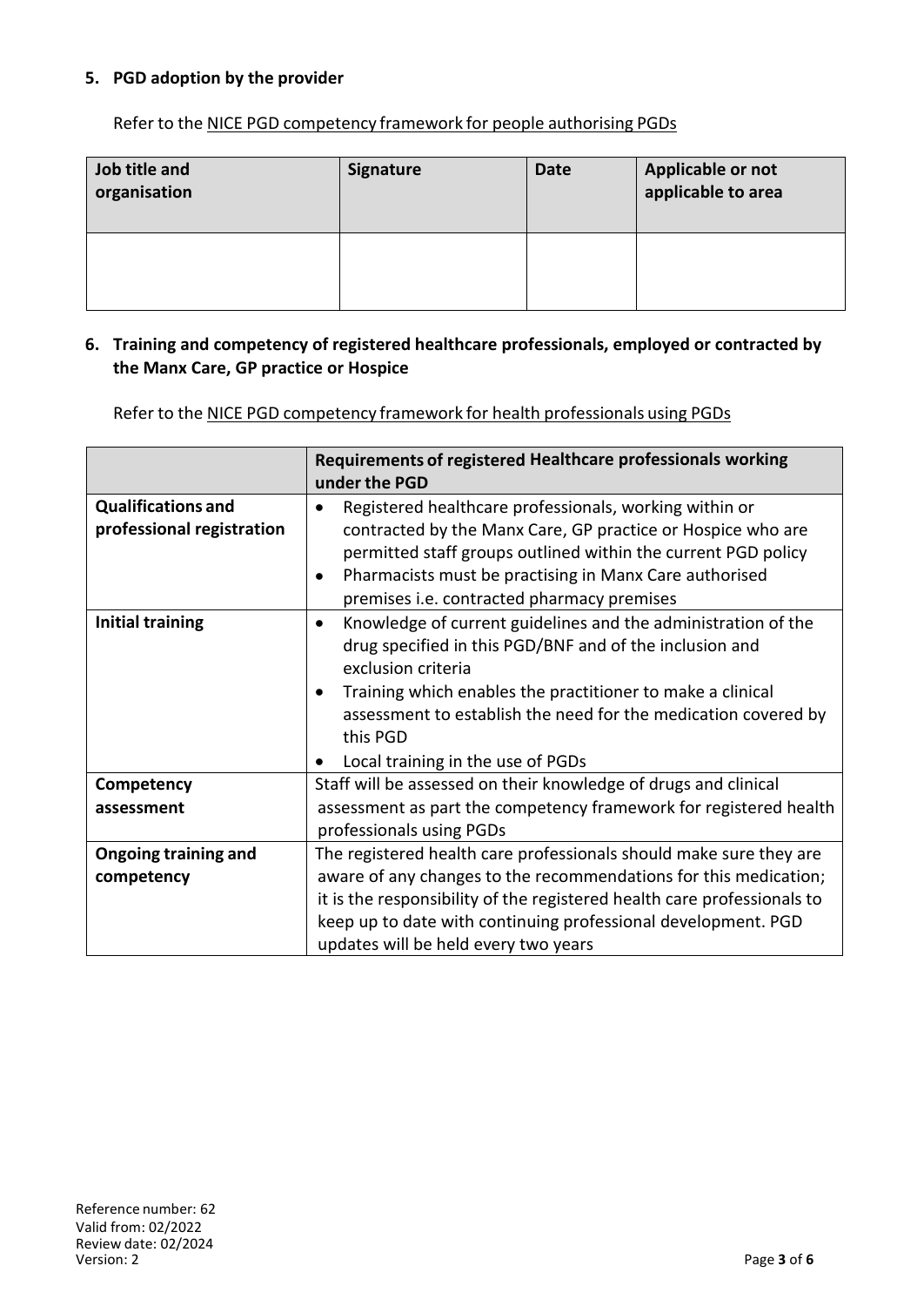## 5. PGD adoption by the provider

Refer to the NICE PGD competency framework for people authorising PGDs

| Job title and organisation | Signature | Date | Applicable or not applicable to area |
|---|---|---|---|
| | | | |

## 6. Training and competency of registered healthcare professionals, employed or contracted by the Manx Care, GP practice or Hospice

Refer to the NICE PGD competency framework for health professionals using PGDs

| | Requirements of registered Healthcare professionals working under the PGD |
|---|---|
| **Qualifications and professional registration** | • Registered healthcare professionals, working within or contracted by the Manx Care, GP practice or Hospice who are permitted staff groups outlined within the current PGD policy<br>• Pharmacists must be practising in Manx Care authorised premises i.e. contracted pharmacy premises |
| **Initial training** | • Knowledge of current guidelines and the administration of the drug specified in this PGD/BNF and of the inclusion and exclusion criteria<br>• Training which enables the practitioner to make a clinical assessment to establish the need for the medication covered by this PGD<br>• Local training in the use of PGDs |
| **Competency assessment** | Staff will be assessed on their knowledge of drugs and clinical assessment as part the competency framework for registered health professionals using PGDs |
| **Ongoing training and competency** | The registered health care professionals should make sure they are aware of any changes to the recommendations for this medication; it is the responsibility of the registered health care professionals to keep up to date with continuing professional development. PGD updates will be held every two years |

Reference number: 62
Valid from: 02/2022
Review date: 02/2024
Version: 2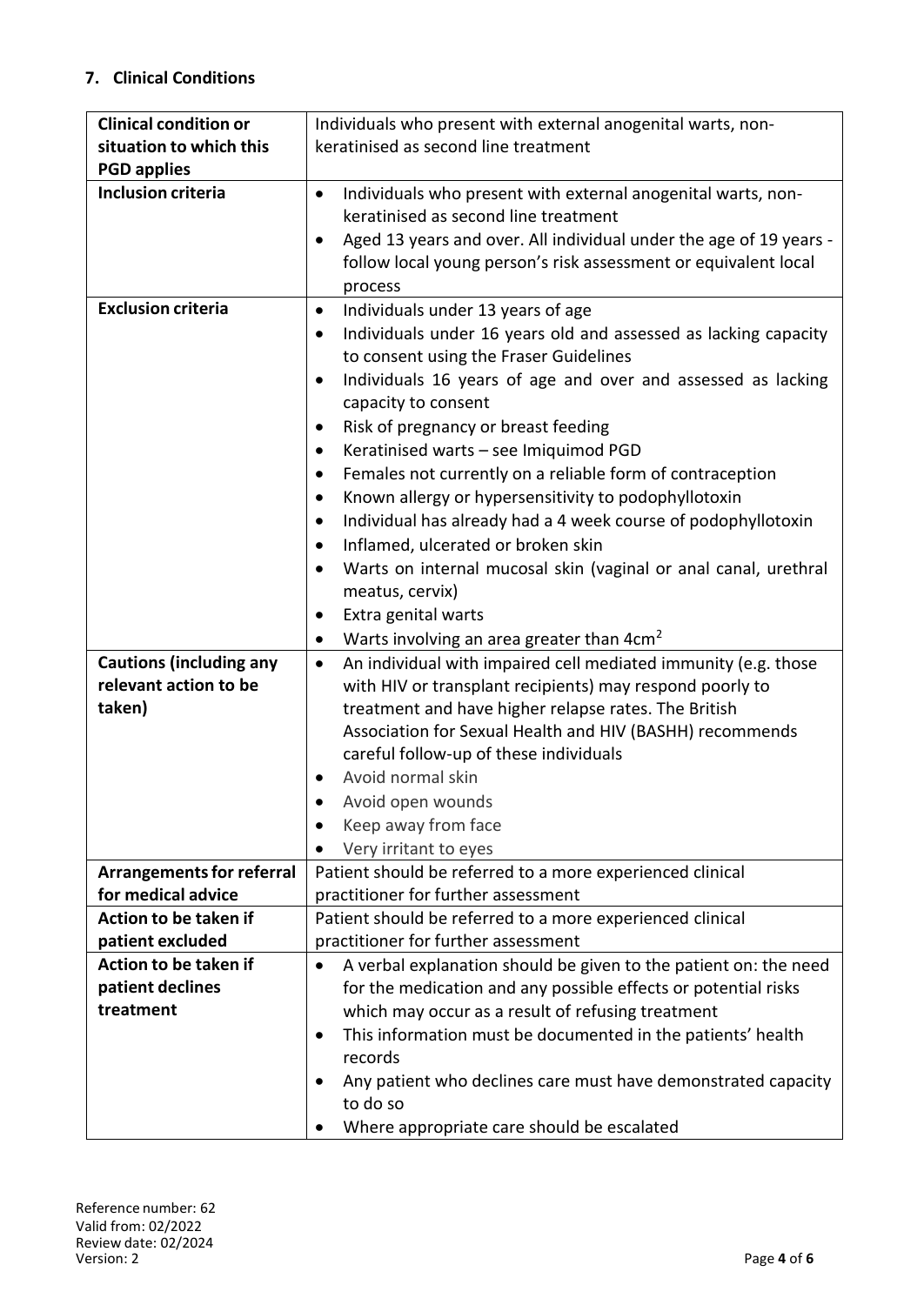## 7. Clinical Conditions

| | |
|---|---|
| **Clinical condition or situation to which this PGD applies** | Individuals who present with external anogenital warts, non-keratinised as second line treatment |
| **Inclusion criteria** | • Individuals who present with external anogenital warts, non-keratinised as second line treatment<br>• Aged 13 years and over. All individual under the age of 19 years - follow local young person's risk assessment or equivalent local process |
| **Exclusion criteria** | • Individuals under 13 years of age<br>• Individuals under 16 years old and assessed as lacking capacity to consent using the Fraser Guidelines<br>• Individuals 16 years of age and over and assessed as lacking capacity to consent<br>• Risk of pregnancy or breast feeding<br>• Keratinised warts – see Imiquimod PGD<br>• Females not currently on a reliable form of contraception<br>• Known allergy or hypersensitivity to podophyllotoxin<br>• Individual has already had a 4 week course of podophyllotoxin<br>• Inflamed, ulcerated or broken skin<br>• Warts on internal mucosal skin (vaginal or anal canal, urethral meatus, cervix)<br>• Extra genital warts<br>• Warts involving an area greater than $4cm^2$ |
| **Cautions (including any relevant action to be taken)** | • An individual with impaired cell mediated immunity (e.g. those with HIV or transplant recipients) may respond poorly to treatment and have higher relapse rates. The British Association for Sexual Health and HIV (BASHH) recommends careful follow-up of these individuals<br>• Avoid normal skin<br>• Avoid open wounds<br>• Keep away from face<br>• Very irritant to eyes |
| **Arrangements for referral for medical advice** | Patient should be referred to a more experienced clinical practitioner for further assessment |
| **Action to be taken if patient excluded** | Patient should be referred to a more experienced clinical practitioner for further assessment |
| **Action to be taken if patient declines treatment** | • A verbal explanation should be given to the patient on: the need for the medication and any possible effects or potential risks which may occur as a result of refusing treatment<br>• This information must be documented in the patients' health records<br>• Any patient who declines care must have demonstrated capacity to do so<br>• Where appropriate care should be escalated |

Reference number: 62
Valid from: 02/2022
Review date: 02/2024
Version: 2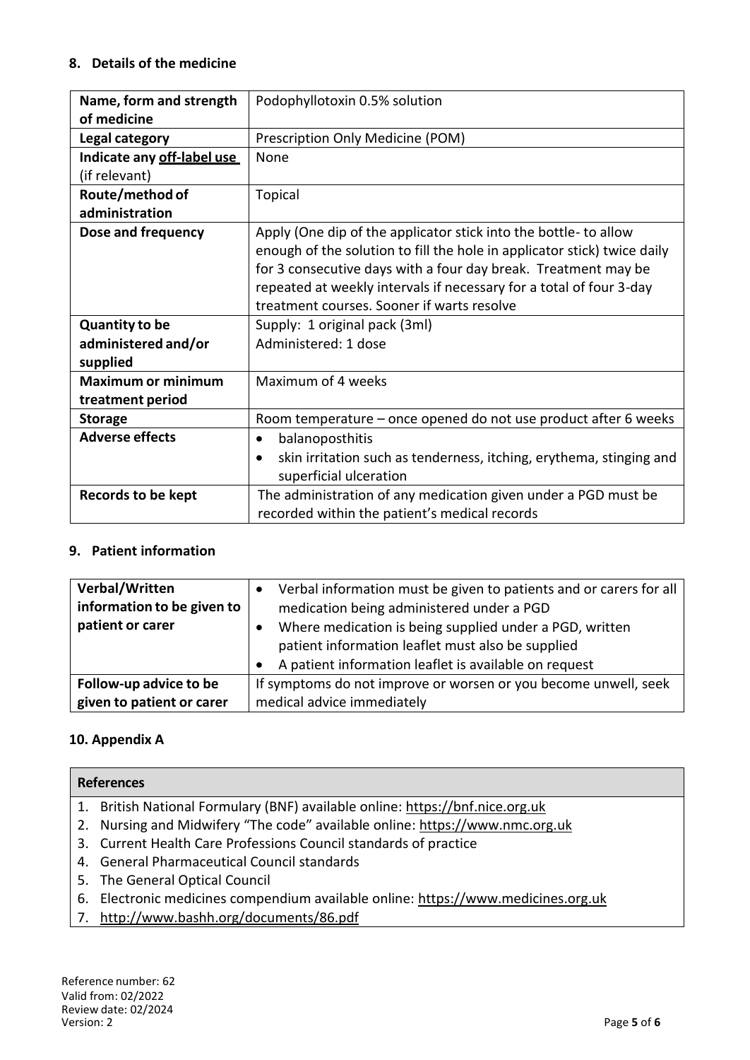## 8. Details of the medicine

| | |
|---|---|
| **Name, form and strength of medicine** | Podophyllotoxin 0.5% solution |
| **Legal category** | Prescription Only Medicine (POM) |
| **Indicate any <u>off-label use</u>** (if relevant) | None |
| **Route/method of administration** | Topical |
| **Dose and frequency** | Apply (One dip of the applicator stick into the bottle- to allow enough of the solution to fill the hole in applicator stick) twice daily for 3 consecutive days with a four day break. Treatment may be repeated at weekly intervals if necessary for a total of four 3-day treatment courses. Sooner if warts resolve |
| **Quantity to be administered and/or supplied** | Supply: 1 original pack (3ml)<br>Administered: 1 dose |
| **Maximum or minimum treatment period** | Maximum of 4 weeks |
| **Storage** | Room temperature – once opened do not use product after 6 weeks |
| **Adverse effects** | • balanoposthitis<br>• skin irritation such as tenderness, itching, erythema, stinging and superficial ulceration |
| **Records to be kept** | The administration of any medication given under a PGD must be recorded within the patient's medical records |

## 9. Patient information

| | |
|---|---|
| **Verbal/Written information to be given to patient or carer** | • Verbal information must be given to patients and or carers for all medication being administered under a PGD<br>• Where medication is being supplied under a PGD, written patient information leaflet must also be supplied<br>• A patient information leaflet is available on request |
| **Follow-up advice to be given to patient or carer** | If symptoms do not improve or worsen or you become unwell, seek medical advice immediately |

## 10. Appendix A

| **References** |
|---|
| 1. British National Formulary (BNF) available online: https://bnf.nice.org.uk<br>2. Nursing and Midwifery "The code" available online: https://www.nmc.org.uk<br>3. Current Health Care Professions Council standards of practice<br>4. General Pharmaceutical Council standards<br>5. The General Optical Council<br>6. Electronic medicines compendium available online: https://www.medicines.org.uk<br>7. http://www.bashh.org/documents/86.pdf |

Reference number: 62
Valid from: 02/2022
Review date: 02/2024
Version: 2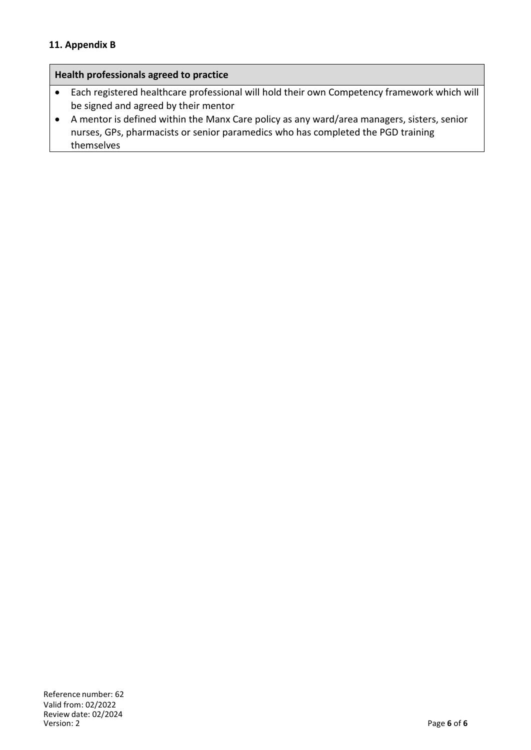## 11. Appendix B

| **Health professionals agreed to practice** |
| --- |
| • Each registered healthcare professional will hold their own Competency framework which will be signed and agreed by their mentor<br>• A mentor is defined within the Manx Care policy as any ward/area managers, sisters, senior nurses, GPs, pharmacists or senior paramedics who has completed the PGD training themselves |

Reference number: 62
Valid from: 02/2022
Review date: 02/2024
Version: 2